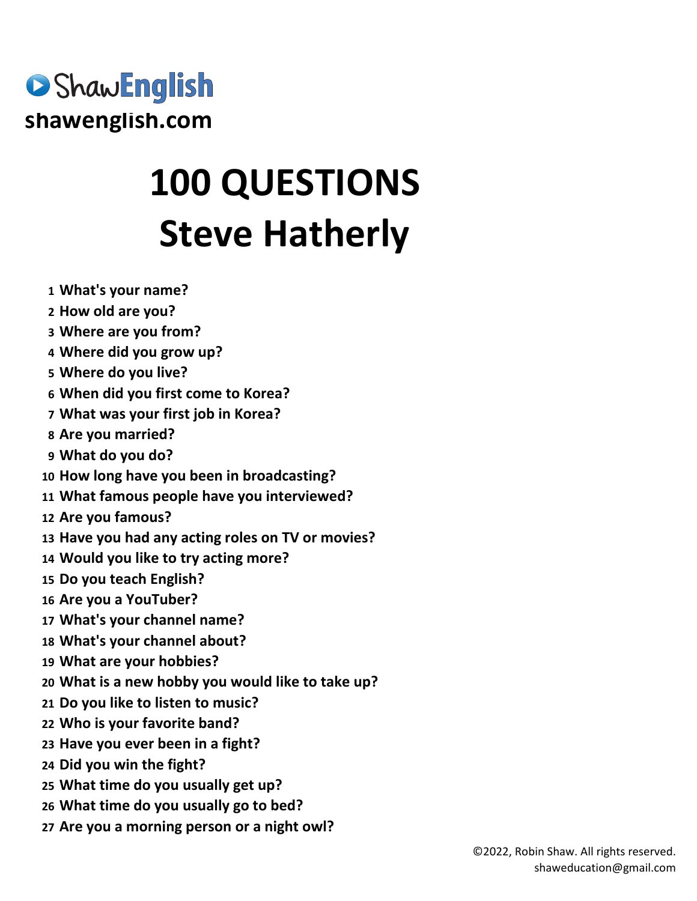ShawEnglish

shawenglish.com

# 100 QUESTIONS
# Steve Hatherly

1. What's your name?
2. How old are you?
3. Where are you from?
4. Where did you grow up?
5. Where do you live?
6. When did you first come to Korea?
7. What was your first job in Korea?
8. Are you married?
9. What do you do?
10. How long have you been in broadcasting?
11. What famous people have you interviewed?
12. Are you famous?
13. Have you had any acting roles on TV or movies?
14. Would you like to try acting more?
15. Do you teach English?
16. Are you a YouTuber?
17. What's your channel name?
18. What's your channel about?
19. What are your hobbies?
20. What is a new hobby you would like to take up?
21. Do you like to listen to music?
22. Who is your favorite band?
23. Have you ever been in a fight?
24. Did you win the fight?
25. What time do you usually get up?
26. What time do you usually go to bed?
27. Are you a morning person or a night owl?

©2022, Robin Shaw. All rights reserved.
shaweducation@gmail.com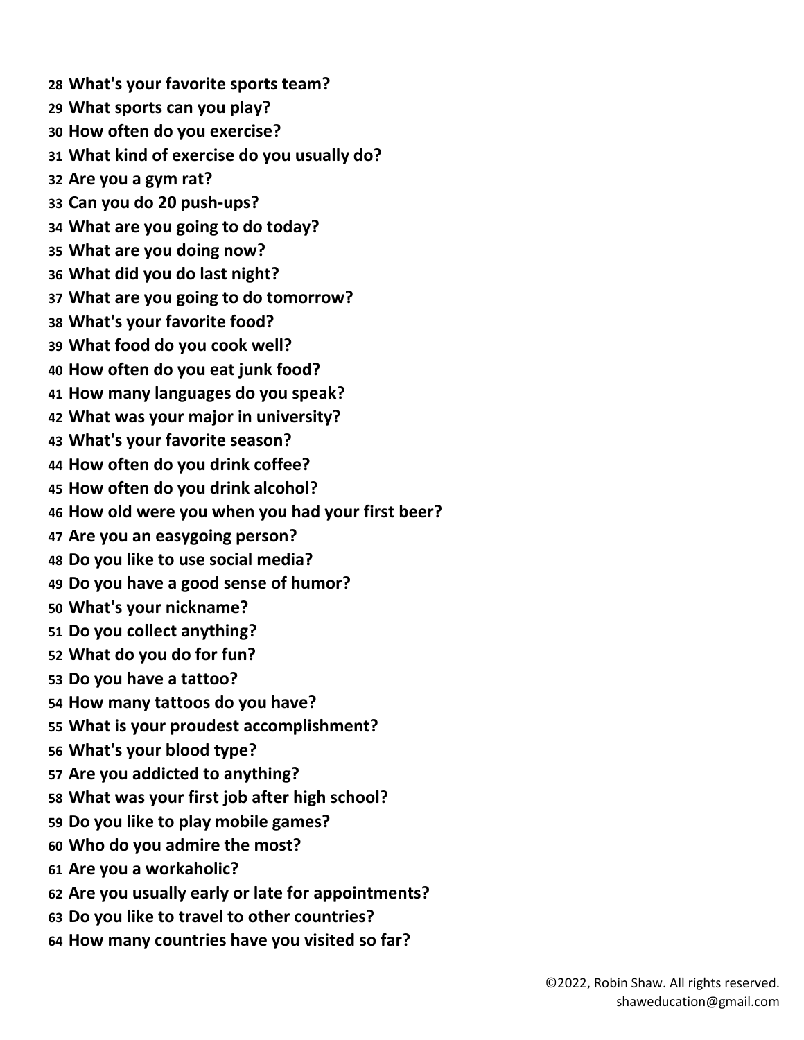28 **What's your favorite sports team?**
29 **What sports can you play?**
30 **How often do you exercise?**
31 **What kind of exercise do you usually do?**
32 **Are you a gym rat?**
33 **Can you do 20 push-ups?**
34 **What are you going to do today?**
35 **What are you doing now?**
36 **What did you do last night?**
37 **What are you going to do tomorrow?**
38 **What's your favorite food?**
39 **What food do you cook well?**
40 **How often do you eat junk food?**
41 **How many languages do you speak?**
42 **What was your major in university?**
43 **What's your favorite season?**
44 **How often do you drink coffee?**
45 **How often do you drink alcohol?**
46 **How old were you when you had your first beer?**
47 **Are you an easygoing person?**
48 **Do you like to use social media?**
49 **Do you have a good sense of humor?**
50 **What's your nickname?**
51 **Do you collect anything?**
52 **What do you do for fun?**
53 **Do you have a tattoo?**
54 **How many tattoos do you have?**
55 **What is your proudest accomplishment?**
56 **What's your blood type?**
57 **Are you addicted to anything?**
58 **What was your first job after high school?**
59 **Do you like to play mobile games?**
60 **Who do you admire the most?**
61 **Are you a workaholic?**
62 **Are you usually early or late for appointments?**
63 **Do you like to travel to other countries?**
64 **How many countries have you visited so far?**

©2022, Robin Shaw. All rights reserved.
shaweducation@gmail.com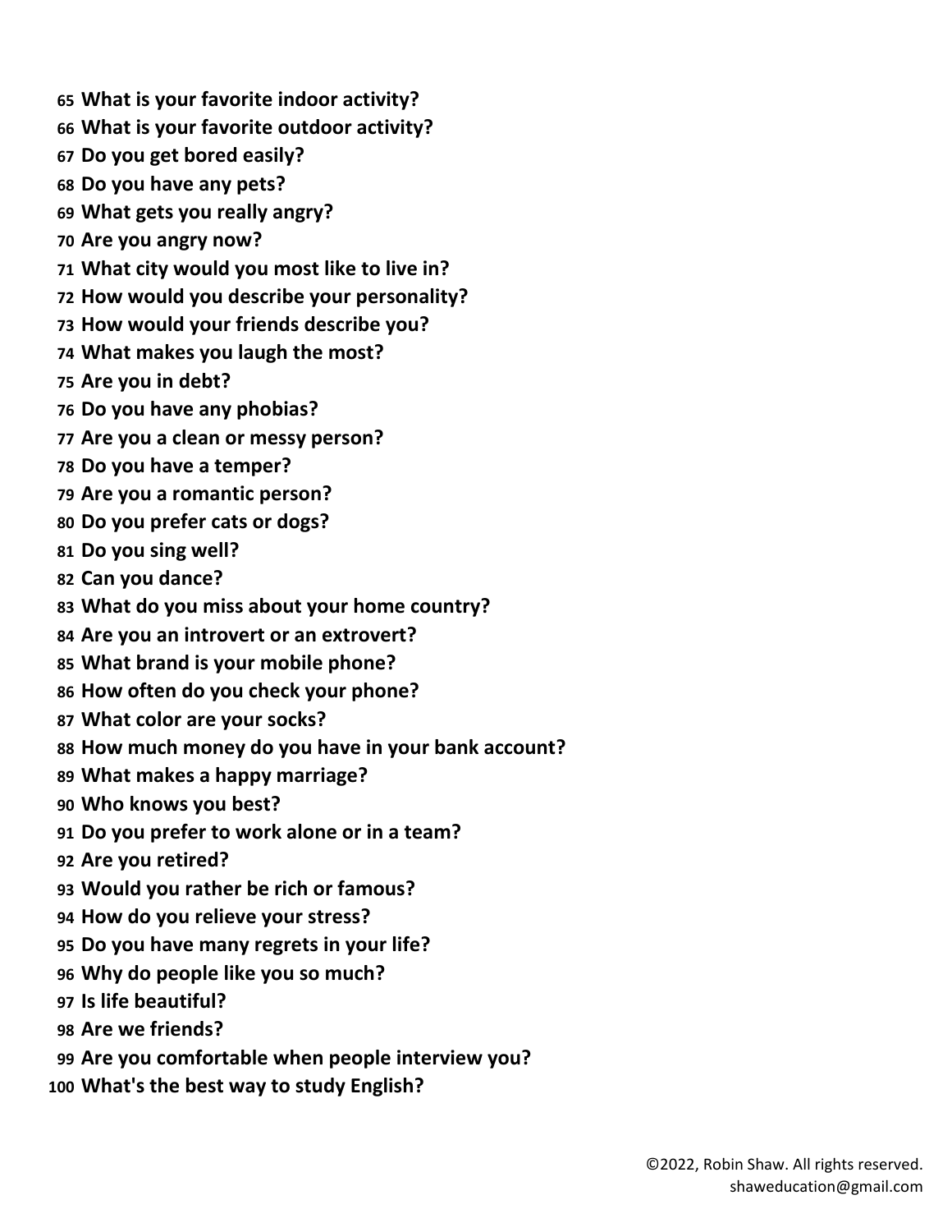65. **What is your favorite indoor activity?**
66. **What is your favorite outdoor activity?**
67. **Do you get bored easily?**
68. **Do you have any pets?**
69. **What gets you really angry?**
70. **Are you angry now?**
71. **What city would you most like to live in?**
72. **How would you describe your personality?**
73. **How would your friends describe you?**
74. **What makes you laugh the most?**
75. **Are you in debt?**
76. **Do you have any phobias?**
77. **Are you a clean or messy person?**
78. **Do you have a temper?**
79. **Are you a romantic person?**
80. **Do you prefer cats or dogs?**
81. **Do you sing well?**
82. **Can you dance?**
83. **What do you miss about your home country?**
84. **Are you an introvert or an extrovert?**
85. **What brand is your mobile phone?**
86. **How often do you check your phone?**
87. **What color are your socks?**
88. **How much money do you have in your bank account?**
89. **What makes a happy marriage?**
90. **Who knows you best?**
91. **Do you prefer to work alone or in a team?**
92. **Are you retired?**
93. **Would you rather be rich or famous?**
94. **How do you relieve your stress?**
95. **Do you have many regrets in your life?**
96. **Why do people like you so much?**
97. **Is life beautiful?**
98. **Are we friends?**
99. **Are you comfortable when people interview you?**
100. **What's the best way to study English?**

©2022, Robin Shaw. All rights reserved.
shaweducation@gmail.com